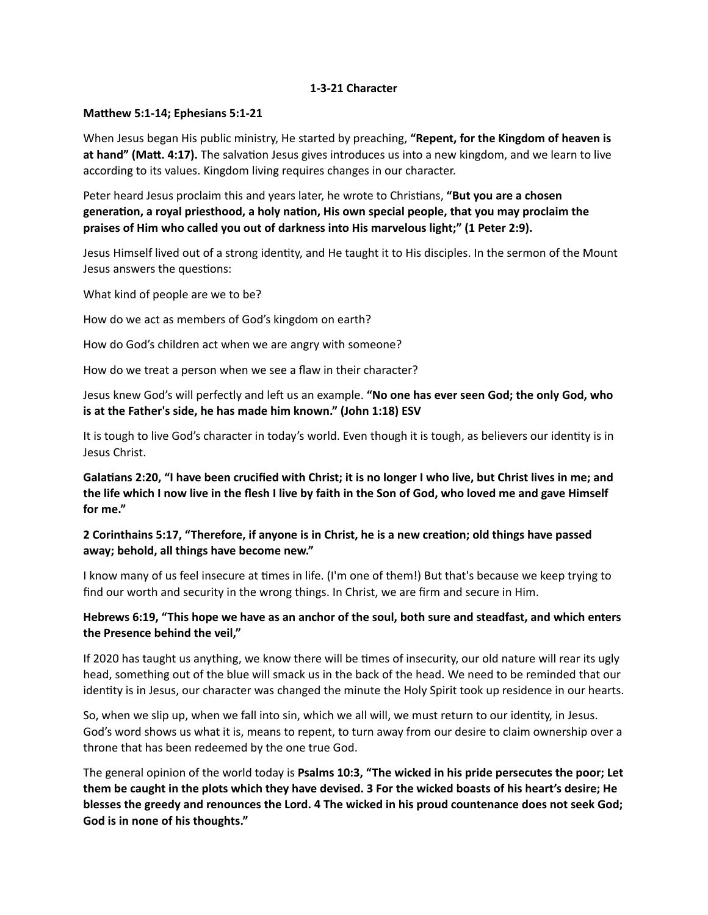# 1-3-21 Character

**Matthew 5:1-14; Ephesians 5:1-21**

When Jesus began His public ministry, He started by preaching, **"Repent, for the Kingdom of heaven is at hand" (Matt. 4:17).** The salvation Jesus gives introduces us into a new kingdom, and we learn to live according to its values. Kingdom living requires changes in our character.

Peter heard Jesus proclaim this and years later, he wrote to Christians, **"But you are a chosen generation, a royal priesthood, a holy nation, His own special people, that you may proclaim the praises of Him who called you out of darkness into His marvelous light;" (1 Peter 2:9).**

Jesus Himself lived out of a strong identity, and He taught it to His disciples. In the sermon of the Mount Jesus answers the questions:

What kind of people are we to be?

How do we act as members of God's kingdom on earth?

How do God's children act when we are angry with someone?

How do we treat a person when we see a flaw in their character?

Jesus knew God's will perfectly and left us an example. **"No one has ever seen God; the only God, who is at the Father's side, he has made him known." (John 1:18) ESV**

It is tough to live God's character in today's world. Even though it is tough, as believers our identity is in Jesus Christ.

**Galatians 2:20, "I have been crucified with Christ; it is no longer I who live, but Christ lives in me; and the life which I now live in the flesh I live by faith in the Son of God, who loved me and gave Himself for me."**

**2 Corinthains 5:17, "Therefore, if anyone is in Christ, he is a new creation; old things have passed away; behold, all things have become new."**

I know many of us feel insecure at times in life. (I'm one of them!) But that's because we keep trying to find our worth and security in the wrong things. In Christ, we are firm and secure in Him.

**Hebrews 6:19, "This hope we have as an anchor of the soul, both sure and steadfast, and which enters the Presence behind the veil,"**

If 2020 has taught us anything, we know there will be times of insecurity, our old nature will rear its ugly head, something out of the blue will smack us in the back of the head. We need to be reminded that our identity is in Jesus, our character was changed the minute the Holy Spirit took up residence in our hearts.

So, when we slip up, when we fall into sin, which we all will, we must return to our identity, in Jesus. God's word shows us what it is, means to repent, to turn away from our desire to claim ownership over a throne that has been redeemed by the one true God.

The general opinion of the world today is **Psalms 10:3, "The wicked in his pride persecutes the poor; Let them be caught in the plots which they have devised. 3 For the wicked boasts of his heart's desire; He blesses the greedy and renounces the Lord. 4 The wicked in his proud countenance does not seek God; God is in none of his thoughts."**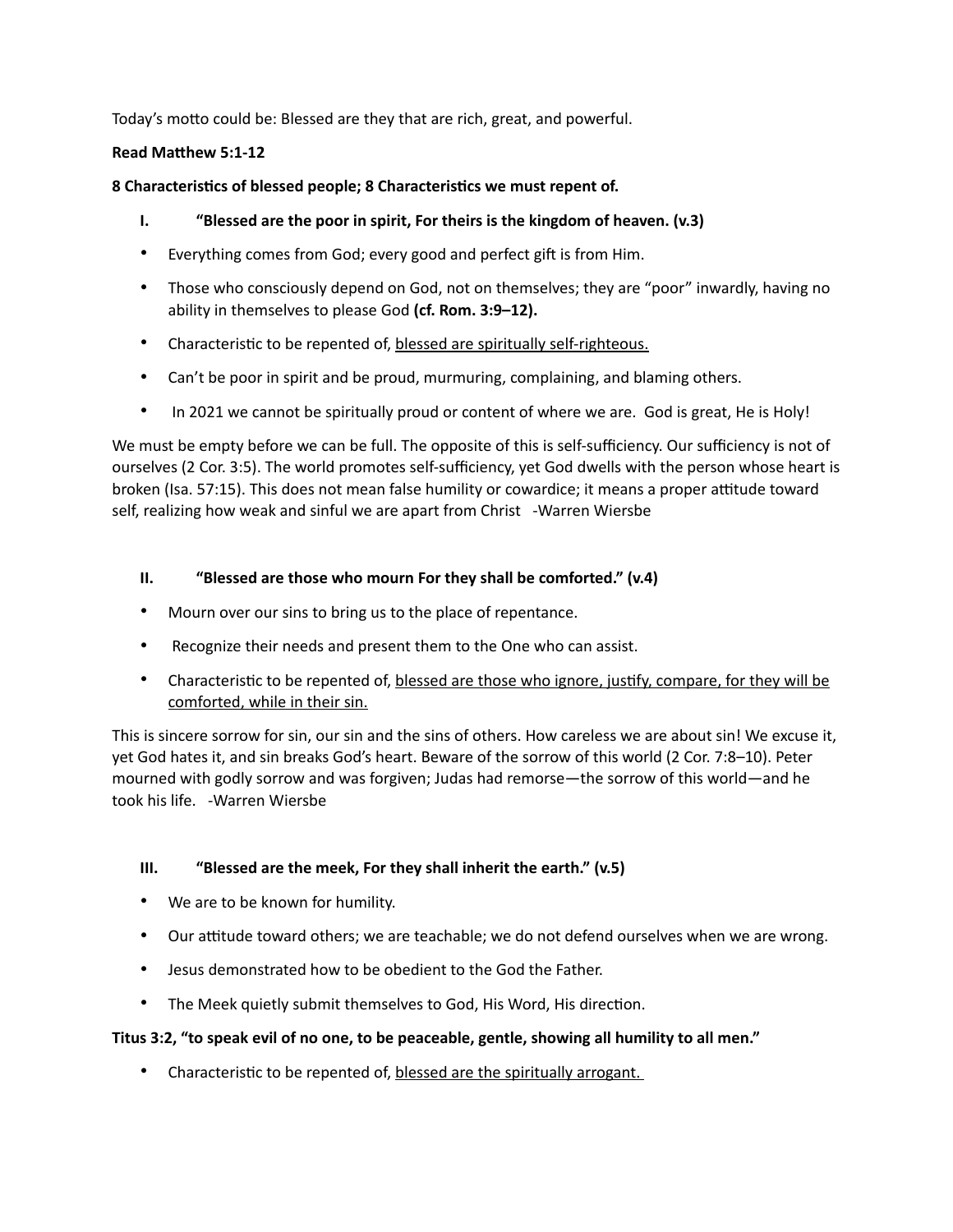Today's motto could be: Blessed are they that are rich, great, and powerful.

**Read Matthew 5:1-12**

**8 Characteristics of blessed people; 8 Characteristics we must repent of.**

**I. "Blessed are the poor in spirit, For theirs is the kingdom of heaven. (v.3)**

- Everything comes from God; every good and perfect gift is from Him.
- Those who consciously depend on God, not on themselves; they are "poor" inwardly, having no ability in themselves to please God **(cf. Rom. 3:9–12).**
- Characteristic to be repented of, <u>blessed are spiritually self-righteous.</u>
- Can't be poor in spirit and be proud, murmuring, complaining, and blaming others.
- In 2021 we cannot be spiritually proud or content of where we are. God is great, He is Holy!

We must be empty before we can be full. The opposite of this is self-sufficiency. Our sufficiency is not of ourselves (2 Cor. 3:5). The world promotes self-sufficiency, yet God dwells with the person whose heart is broken (Isa. 57:15). This does not mean false humility or cowardice; it means a proper attitude toward self, realizing how weak and sinful we are apart from Christ -Warren Wiersbe

**II. "Blessed are those who mourn For they shall be comforted." (v.4)**

- Mourn over our sins to bring us to the place of repentance.
- Recognize their needs and present them to the One who can assist.
- Characteristic to be repented of, <u>blessed are those who ignore, justify, compare, for they will be comforted, while in their sin.</u>

This is sincere sorrow for sin, our sin and the sins of others. How careless we are about sin! We excuse it, yet God hates it, and sin breaks God's heart. Beware of the sorrow of this world (2 Cor. 7:8–10). Peter mourned with godly sorrow and was forgiven; Judas had remorse—the sorrow of this world—and he took his life. -Warren Wiersbe

**III. "Blessed are the meek, For they shall inherit the earth." (v.5)**

- We are to be known for humility.
- Our attitude toward others; we are teachable; we do not defend ourselves when we are wrong.
- Jesus demonstrated how to be obedient to the God the Father.
- The Meek quietly submit themselves to God, His Word, His direction.

**Titus 3:2, "to speak evil of no one, to be peaceable, gentle, showing all humility to all men."**

- Characteristic to be repented of, <u>blessed are the spiritually arrogant.</u>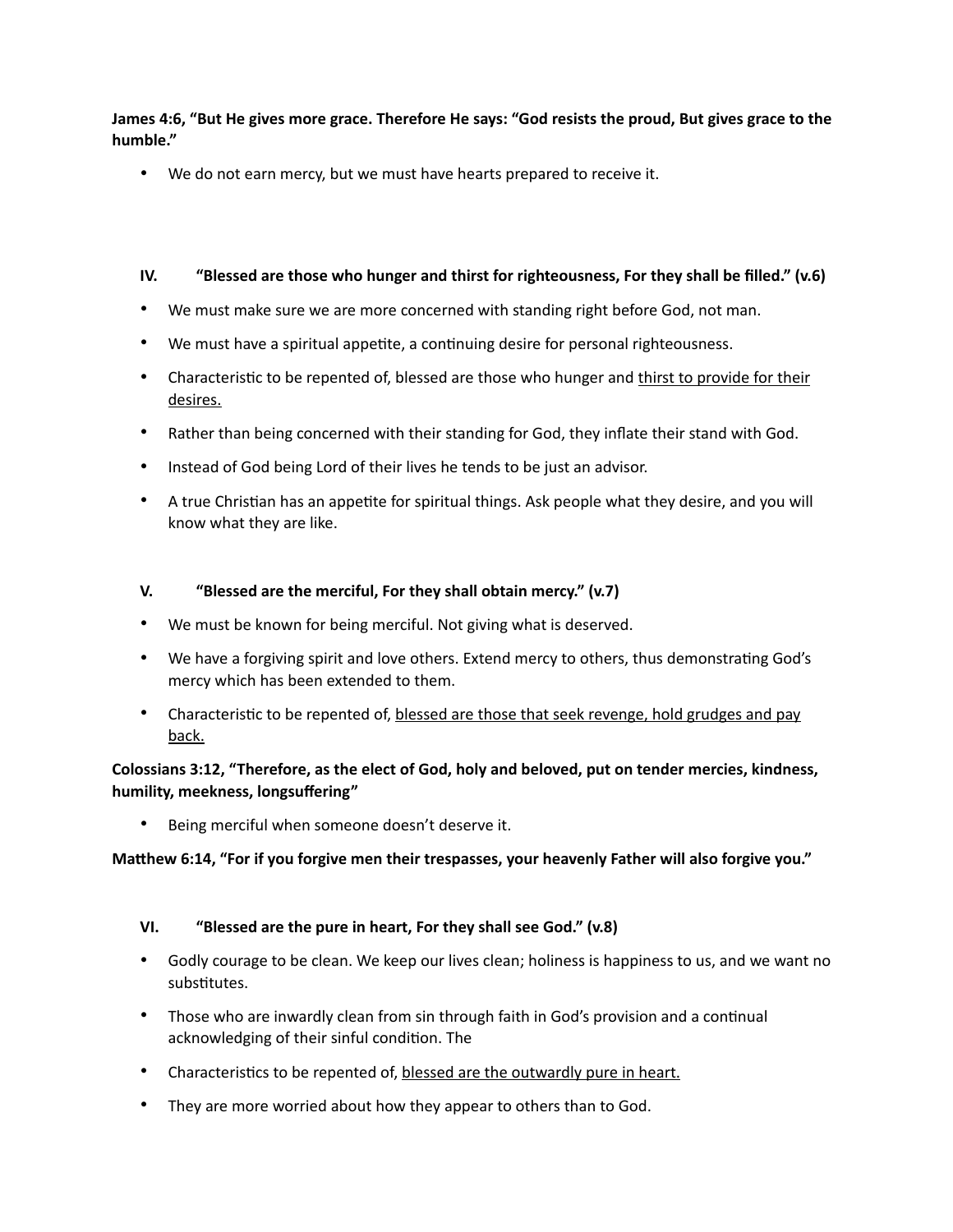**James 4:6, "But He gives more grace. Therefore He says: "God resists the proud, But gives grace to the humble."**

- We do not earn mercy, but we must have hearts prepared to receive it.

### IV. "Blessed are those who hunger and thirst for righteousness, For they shall be filled." (v.6)

- We must make sure we are more concerned with standing right before God, not man.
- We must have a spiritual appetite, a continuing desire for personal righteousness.
- Characteristic to be repented of, blessed are those who hunger and <u>thirst to provide for their desires.</u>
- Rather than being concerned with their standing for God, they inflate their stand with God.
- Instead of God being Lord of their lives he tends to be just an advisor.
- A true Christian has an appetite for spiritual things. Ask people what they desire, and you will know what they are like.

### V. "Blessed are the merciful, For they shall obtain mercy." (v.7)

- We must be known for being merciful. Not giving what is deserved.
- We have a forgiving spirit and love others. Extend mercy to others, thus demonstrating God's mercy which has been extended to them.
- Characteristic to be repented of, <u>blessed are those that seek revenge, hold grudges and pay back.</u>

**Colossians 3:12, "Therefore, as the elect of God, holy and beloved, put on tender mercies, kindness, humility, meekness, longsuffering"**

- Being merciful when someone doesn't deserve it.

**Matthew 6:14, "For if you forgive men their trespasses, your heavenly Father will also forgive you."**

### VI. "Blessed are the pure in heart, For they shall see God." (v.8)

- Godly courage to be clean. We keep our lives clean; holiness is happiness to us, and we want no substitutes.
- Those who are inwardly clean from sin through faith in God's provision and a continual acknowledging of their sinful condition. The
- Characteristics to be repented of, <u>blessed are the outwardly pure in heart.</u>
- They are more worried about how they appear to others than to God.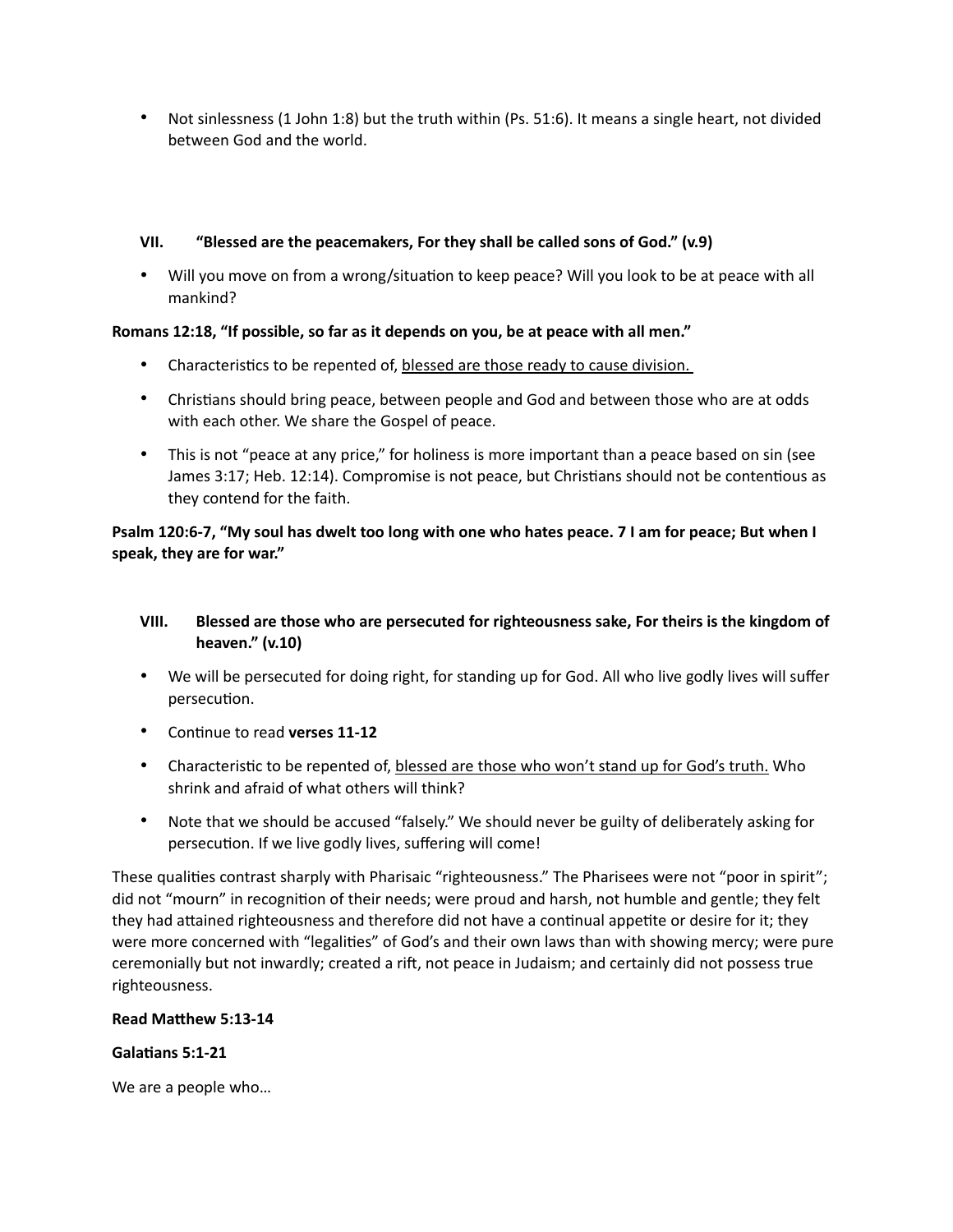- Not sinlessness (1 John 1:8) but the truth within (Ps. 51:6). It means a single heart, not divided between God and the world.

### VII. "Blessed are the peacemakers, For they shall be called sons of God." (v.9)

- Will you move on from a wrong/situation to keep peace? Will you look to be at peace with all mankind?

**Romans 12:18, "If possible, so far as it depends on you, be at peace with all men."**

- Characteristics to be repented of, <u>blessed are those ready to cause division.</u>
- Christians should bring peace, between people and God and between those who are at odds with each other. We share the Gospel of peace.
- This is not "peace at any price," for holiness is more important than a peace based on sin (see James 3:17; Heb. 12:14). Compromise is not peace, but Christians should not be contentious as they contend for the faith.

**Psalm 120:6-7, "My soul has dwelt too long with one who hates peace. 7 I am for peace; But when I speak, they are for war."**

### VIII. Blessed are those who are persecuted for righteousness sake, For theirs is the kingdom of heaven." (v.10)

- We will be persecuted for doing right, for standing up for God. All who live godly lives will suffer persecution.
- Continue to read **verses 11-12**
- Characteristic to be repented of, <u>blessed are those who won't stand up for God's truth.</u> Who shrink and afraid of what others will think?
- Note that we should be accused "falsely." We should never be guilty of deliberately asking for persecution. If we live godly lives, suffering will come!

These qualities contrast sharply with Pharisaic "righteousness." The Pharisees were not "poor in spirit"; did not "mourn" in recognition of their needs; were proud and harsh, not humble and gentle; they felt they had attained righteousness and therefore did not have a continual appetite or desire for it; they were more concerned with "legalities" of God's and their own laws than with showing mercy; were pure ceremonially but not inwardly; created a rift, not peace in Judaism; and certainly did not possess true righteousness.

**Read Matthew 5:13-14**

**Galatians 5:1-21**

We are a people who…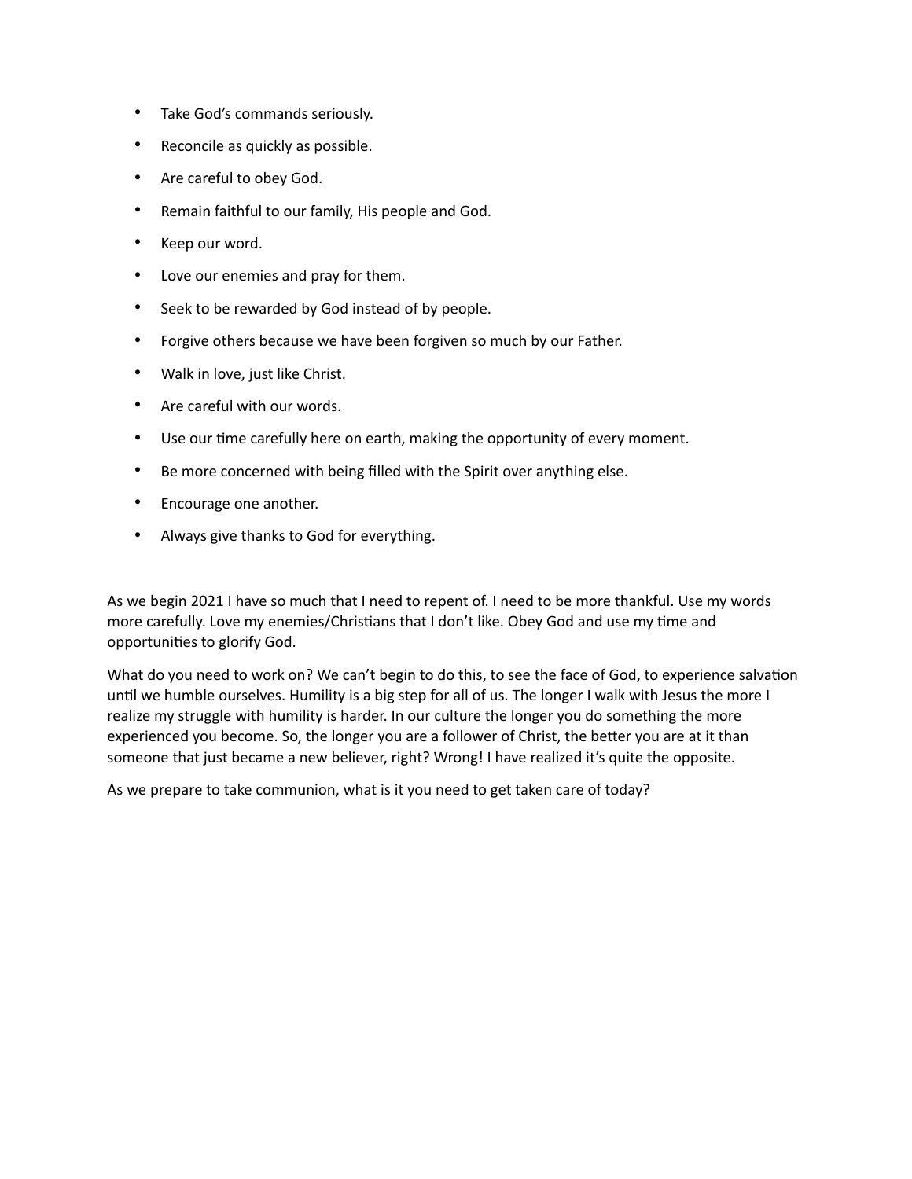- Take God's commands seriously.
- Reconcile as quickly as possible.
- Are careful to obey God.
- Remain faithful to our family, His people and God.
- Keep our word.
- Love our enemies and pray for them.
- Seek to be rewarded by God instead of by people.
- Forgive others because we have been forgiven so much by our Father.
- Walk in love, just like Christ.
- Are careful with our words.
- Use our time carefully here on earth, making the opportunity of every moment.
- Be more concerned with being filled with the Spirit over anything else.
- Encourage one another.
- Always give thanks to God for everything.

As we begin 2021 I have so much that I need to repent of. I need to be more thankful. Use my words more carefully. Love my enemies/Christians that I don't like. Obey God and use my time and opportunities to glorify God.

What do you need to work on? We can't begin to do this, to see the face of God, to experience salvation until we humble ourselves. Humility is a big step for all of us. The longer I walk with Jesus the more I realize my struggle with humility is harder. In our culture the longer you do something the more experienced you become. So, the longer you are a follower of Christ, the better you are at it than someone that just became a new believer, right? Wrong! I have realized it's quite the opposite.

As we prepare to take communion, what is it you need to get taken care of today?